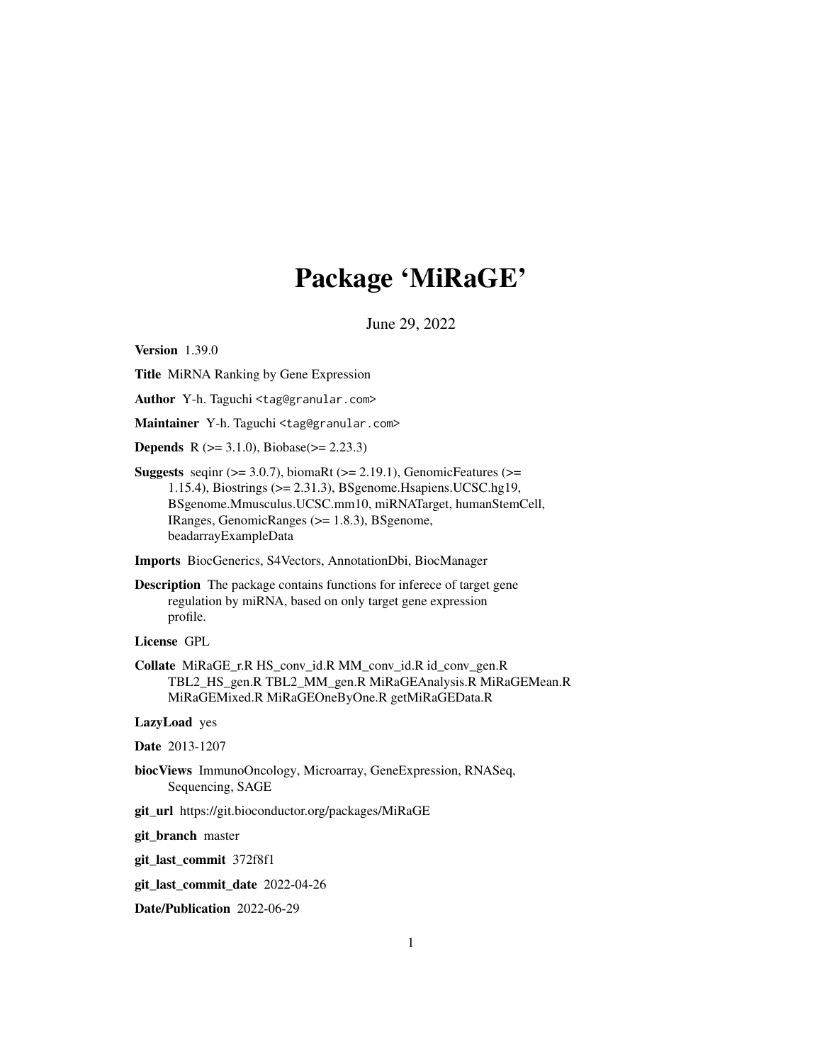# Package 'MiRaGE'

June 29, 2022

**Version** 1.39.0

**Title** MiRNA Ranking by Gene Expression

**Author** Y-h. Taguchi <tag@granular.com>

**Maintainer** Y-h. Taguchi <tag@granular.com>

**Depends** R (>= 3.1.0), Biobase(>= 2.23.3)

**Suggests** seqinr (>= 3.0.7), biomaRt (>= 2.19.1), GenomicFeatures (>= 1.15.4), Biostrings (>= 2.31.3), BSgenome.Hsapiens.UCSC.hg19, BSgenome.Mmusculus.UCSC.mm10, miRNATarget, humanStemCell, IRanges, GenomicRanges (>= 1.8.3), BSgenome, beadarrayExampleData

**Imports** BiocGenerics, S4Vectors, AnnotationDbi, BiocManager

**Description** The package contains functions for inferece of target gene regulation by miRNA, based on only target gene expression profile.

**License** GPL

**Collate** MiRaGE_r.R HS_conv_id.R MM_conv_id.R id_conv_gen.R TBL2_HS_gen.R TBL2_MM_gen.R MiRaGEAnalysis.R MiRaGEMean.R MiRaGEMixed.R MiRaGEOneByOne.R getMiRaGEData.R

**LazyLoad** yes

**Date** 2013-1207

**biocViews** ImmunoOncology, Microarray, GeneExpression, RNASeq, Sequencing, SAGE

**git_url** https://git.bioconductor.org/packages/MiRaGE

**git_branch** master

**git_last_commit** 372f8f1

**git_last_commit_date** 2022-04-26

**Date/Publication** 2022-06-29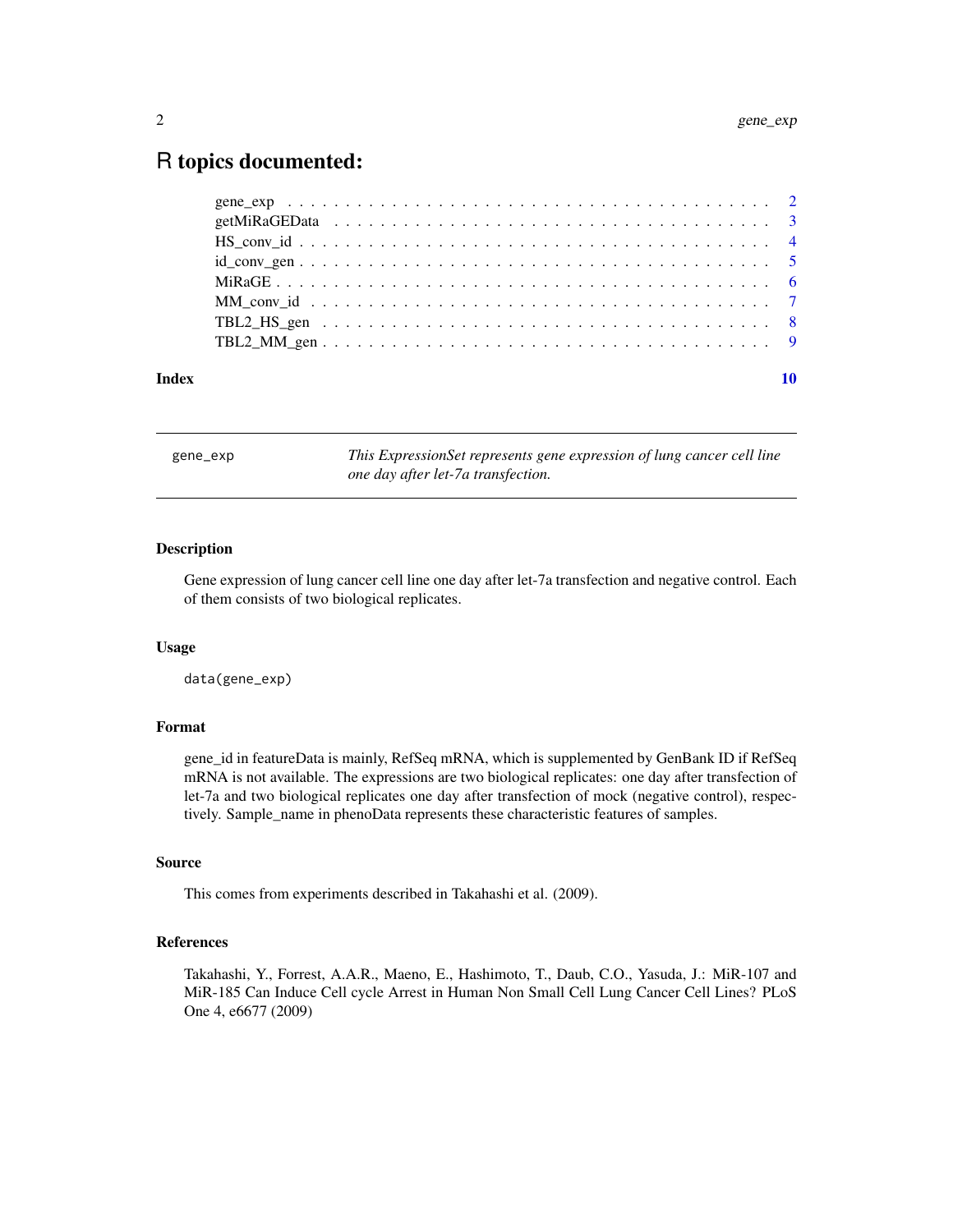# R topics documented:

gene_exp . . . . . . . . . . . . . . . . . . . . . . . . . . . . . . . . . . . . . . . 2
getMiRaGEData . . . . . . . . . . . . . . . . . . . . . . . . . . . . . . . . . . . 3
HS_conv_id . . . . . . . . . . . . . . . . . . . . . . . . . . . . . . . . . . . . . 4
id_conv_gen . . . . . . . . . . . . . . . . . . . . . . . . . . . . . . . . . . . . . 5
MiRaGE . . . . . . . . . . . . . . . . . . . . . . . . . . . . . . . . . . . . . . . 6
MM_conv_id . . . . . . . . . . . . . . . . . . . . . . . . . . . . . . . . . . . . . 7
TBL2_HS_gen . . . . . . . . . . . . . . . . . . . . . . . . . . . . . . . . . . . . 8
TBL2_MM_gen . . . . . . . . . . . . . . . . . . . . . . . . . . . . . . . . . . . . 9

**Index** 10

---

`gene_exp` *This ExpressionSet represents gene expression of lung cancer cell line one day after let-7a transfection.*

---

### Description

Gene expression of lung cancer cell line one day after let-7a transfection and negative control. Each of them consists of two biological replicates.

### Usage

```
data(gene_exp)
```

### Format

gene_id in featureData is mainly, RefSeq mRNA, which is supplemented by GenBank ID if RefSeq mRNA is not available. The expressions are two biological replicates: one day after transfection of let-7a and two biological replicates one day after transfection of mock (negative control), respectively. Sample_name in phenoData represents these characteristic features of samples.

### Source

This comes from experiments described in Takahashi et al. (2009).

### References

Takahashi, Y., Forrest, A.A.R., Maeno, E., Hashimoto, T., Daub, C.O., Yasuda, J.: MiR-107 and MiR-185 Can Induce Cell cycle Arrest in Human Non Small Cell Lung Cancer Cell Lines? PLoS One 4, e6677 (2009)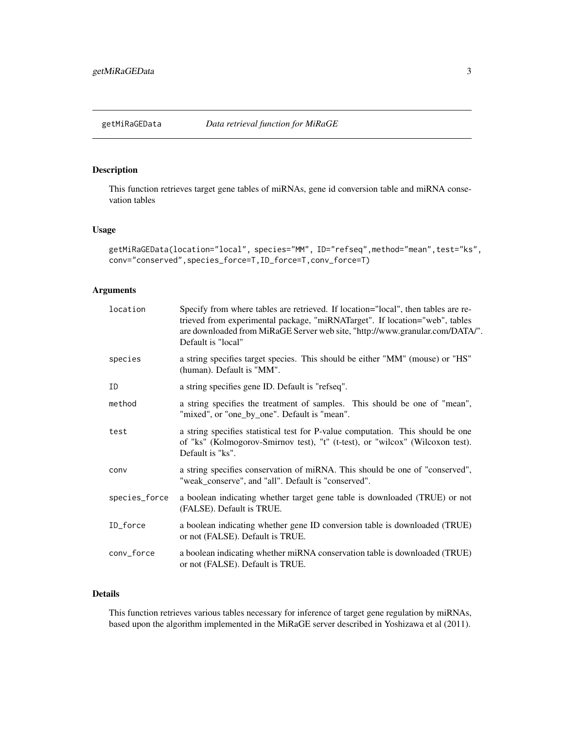getMiRaGEData *Data retrieval function for MiRaGE*

## Description

This function retrieves target gene tables of miRNAs, gene id conversion table and miRNA consevation tables

## Usage

```
getMiRaGEData(location="local", species="MM", ID="refseq",method="mean",test="ks",
conv="conserved",species_force=T,ID_force=T,conv_force=T)
```

## Arguments

| | |
|---|---|
| location | Specify from where tables are retrieved. If location="local", then tables are retrieved from experimental package, "miRNATarget". If location="web", tables are downloaded from MiRaGE Server web site, "http://www.granular.com/DATA/". Default is "local" |
| species | a string specifies target species. This should be either "MM" (mouse) or "HS" (human). Default is "MM". |
| ID | a string specifies gene ID. Default is "refseq". |
| method | a string specifies the treatment of samples. This should be one of "mean", "mixed", or "one_by_one". Default is "mean". |
| test | a string specifies statistical test for P-value computation. This should be one of "ks" (Kolmogorov-Smirnov test), "t" (t-test), or "wilcox" (Wilcoxon test). Default is "ks". |
| conv | a string specifies conservation of miRNA. This should be one of "conserved", "weak_conserve", and "all". Default is "conserved". |
| species_force | a boolean indicating whether target gene table is downloaded (TRUE) or not (FALSE). Default is TRUE. |
| ID_force | a boolean indicating whether gene ID conversion table is downloaded (TRUE) or not (FALSE). Default is TRUE. |
| conv_force | a boolean indicating whether miRNA conservation table is downloaded (TRUE) or not (FALSE). Default is TRUE. |

## Details

This function retrieves various tables necessary for inference of target gene regulation by miRNAs, based upon the algorithm implemented in the MiRaGE server described in Yoshizawa et al (2011).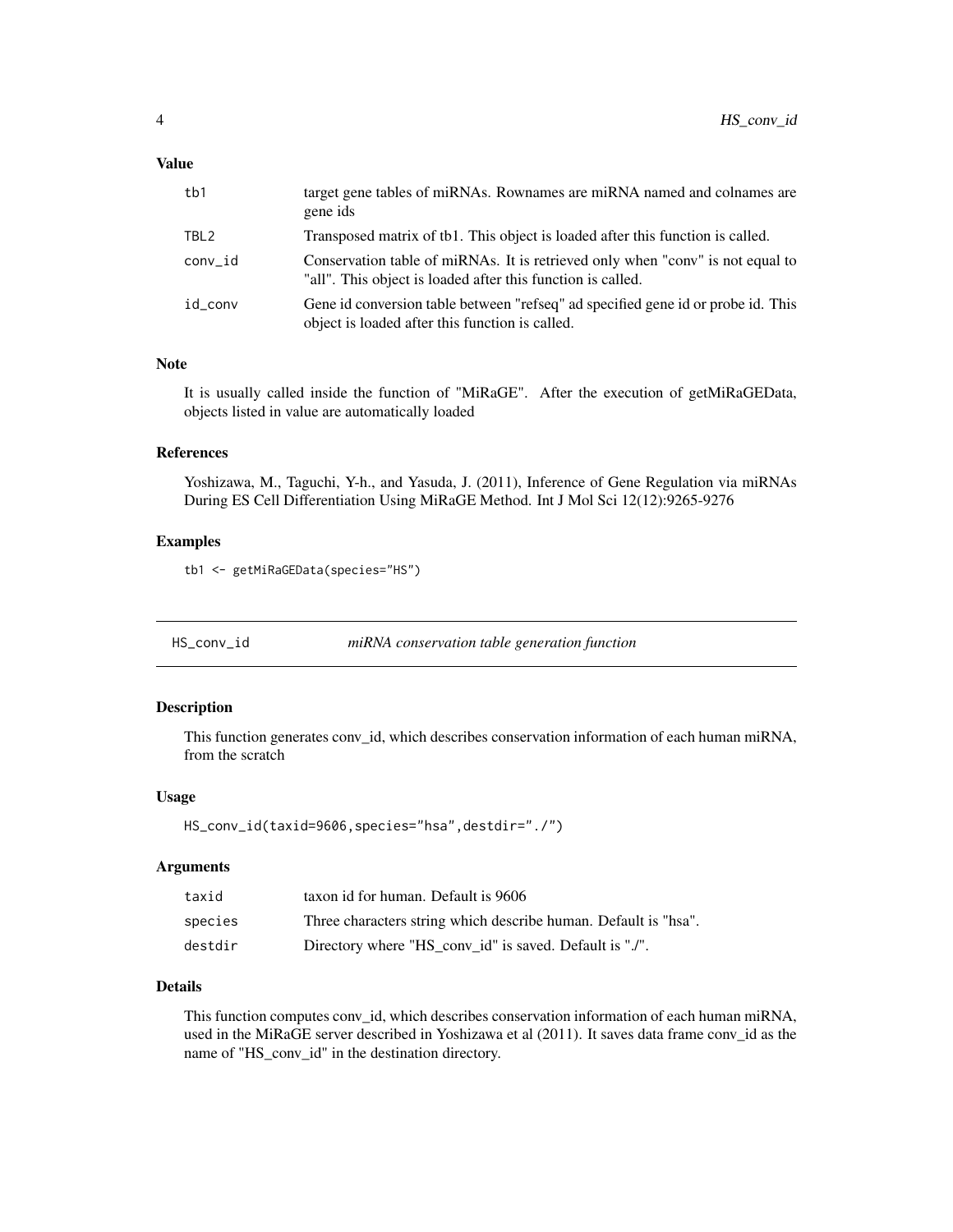## Value

| | |
|---|---|
| tb1 | target gene tables of miRNAs. Rownames are miRNA named and colnames are gene ids |
| TBL2 | Transposed matrix of tb1. This object is loaded after this function is called. |
| conv_id | Conservation table of miRNAs. It is retrieved only when "conv" is not equal to "all". This object is loaded after this function is called. |
| id_conv | Gene id conversion table between "refseq" ad specified gene id or probe id. This object is loaded after this function is called. |

## Note

It is usually called inside the function of "MiRaGE". After the execution of getMiRaGEData, objects listed in value are automatically loaded

## References

Yoshizawa, M., Taguchi, Y-h., and Yasuda, J. (2011), Inference of Gene Regulation via miRNAs During ES Cell Differentiation Using MiRaGE Method. Int J Mol Sci 12(12):9265-9276

## Examples

```
tb1 <- getMiRaGEData(species="HS")
```

---

# HS_conv_id *miRNA conservation table generation function*

## Description

This function generates conv_id, which describes conservation information of each human miRNA, from the scratch

## Usage

```
HS_conv_id(taxid=9606,species="hsa",destdir="./")
```

## Arguments

| | |
|---|---|
| taxid | taxon id for human. Default is 9606 |
| species | Three characters string which describe human. Default is "hsa". |
| destdir | Directory where "HS_conv_id" is saved. Default is "./". |

## Details

This function computes conv_id, which describes conservation information of each human miRNA, used in the MiRaGE server described in Yoshizawa et al (2011). It saves data frame conv_id as the name of "HS_conv_id" in the destination directory.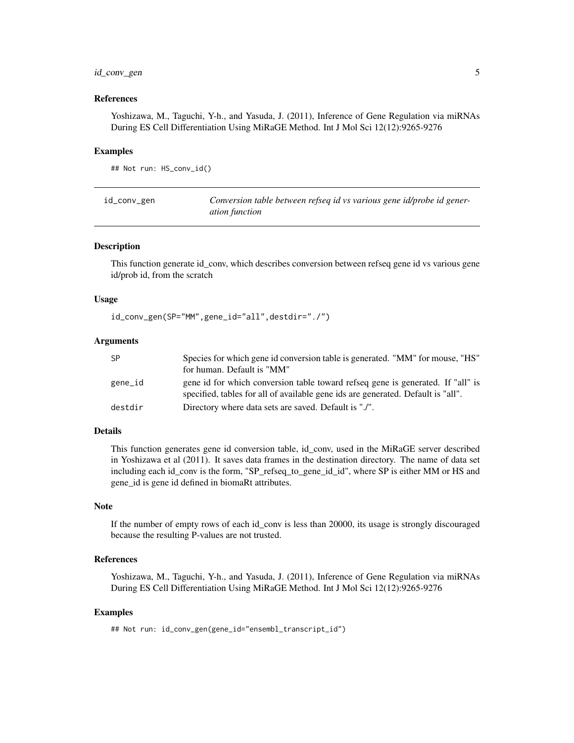### References

Yoshizawa, M., Taguchi, Y-h., and Yasuda, J. (2011), Inference of Gene Regulation via miRNAs During ES Cell Differentiation Using MiRaGE Method. Int J Mol Sci 12(12):9265-9276

### Examples

```
## Not run: HS_conv_id()
```

---

## id_conv_gen — *Conversion table between refseq id vs various gene id/probe id generation function*

### Description

This function generate id_conv, which describes conversion between refseq gene id vs various gene id/prob id, from the scratch

### Usage

```
id_conv_gen(SP="MM",gene_id="all",destdir="./")
```

### Arguments

| | |
|---|---|
| SP | Species for which gene id conversion table is generated. "MM" for mouse, "HS" for human. Default is "MM" |
| gene_id | gene id for which conversion table toward refseq gene is generated. If "all" is specified, tables for all of available gene ids are generated. Default is "all". |
| destdir | Directory where data sets are saved. Default is "./". |

### Details

This function generates gene id conversion table, id_conv, used in the MiRaGE server described in Yoshizawa et al (2011). It saves data frames in the destination directory. The name of data set including each id_conv is the form, "SP_refseq_to_gene_id_id", where SP is either MM or HS and gene_id is gene id defined in biomaRt attributes.

### Note

If the number of empty rows of each id_conv is less than 20000, its usage is strongly discouraged because the resulting P-values are not trusted.

### References

Yoshizawa, M., Taguchi, Y-h., and Yasuda, J. (2011), Inference of Gene Regulation via miRNAs During ES Cell Differentiation Using MiRaGE Method. Int J Mol Sci 12(12):9265-9276

### Examples

```
## Not run: id_conv_gen(gene_id="ensembl_transcript_id")
```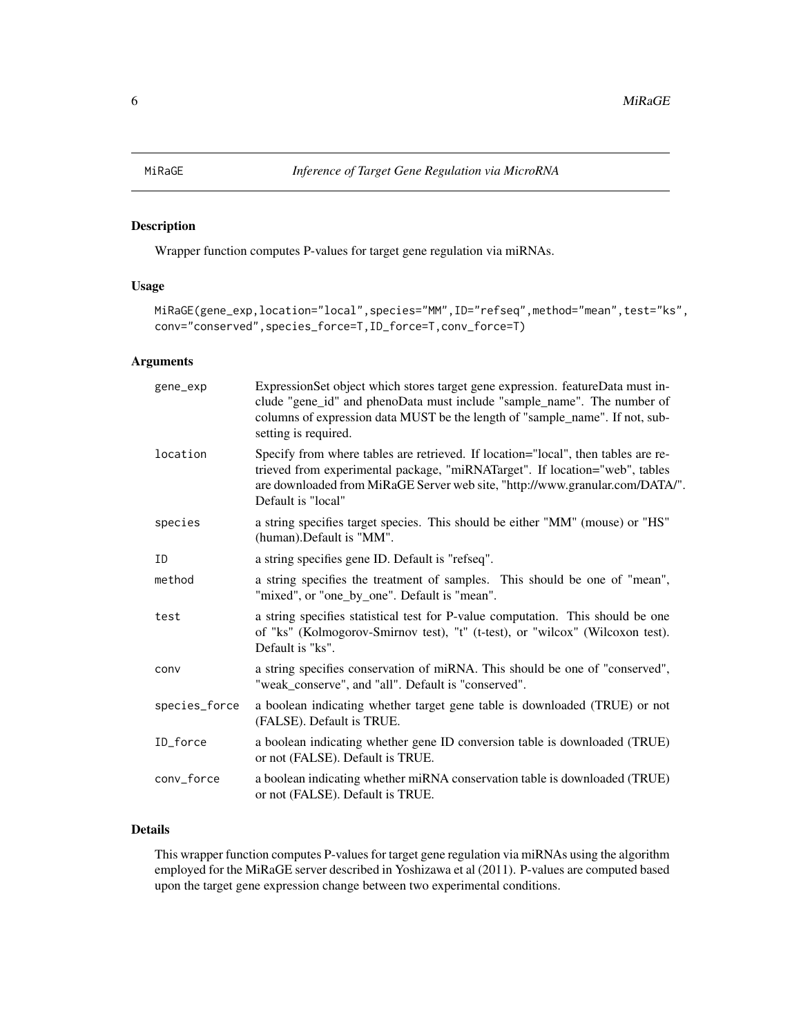# MiRaGE — *Inference of Target Gene Regulation via MicroRNA*

## Description

Wrapper function computes P-values for target gene regulation via miRNAs.

## Usage

```
MiRaGE(gene_exp,location="local",species="MM",ID="refseq",method="mean",test="ks",
conv="conserved",species_force=T,ID_force=T,conv_force=T)
```

## Arguments

| Argument | Description |
| --- | --- |
| gene_exp | ExpressionSet object which stores target gene expression. featureData must include "gene_id" and phenoData must include "sample_name". The number of columns of expression data MUST be the length of "sample_name". If not, subsetting is required. |
| location | Specify from where tables are retrieved. If location="local", then tables are retrieved from experimental package, "miRNATarget". If location="web", tables are downloaded from MiRaGE Server web site, "http://www.granular.com/DATA/". Default is "local" |
| species | a string specifies target species. This should be either "MM" (mouse) or "HS" (human).Default is "MM". |
| ID | a string specifies gene ID. Default is "refseq". |
| method | a string specifies the treatment of samples. This should be one of "mean", "mixed", or "one_by_one". Default is "mean". |
| test | a string specifies statistical test for P-value computation. This should be one of "ks" (Kolmogorov-Smirnov test), "t" (t-test), or "wilcox" (Wilcoxon test). Default is "ks". |
| conv | a string specifies conservation of miRNA. This should be one of "conserved", "weak_conserve", and "all". Default is "conserved". |
| species_force | a boolean indicating whether target gene table is downloaded (TRUE) or not (FALSE). Default is TRUE. |
| ID_force | a boolean indicating whether gene ID conversion table is downloaded (TRUE) or not (FALSE). Default is TRUE. |
| conv_force | a boolean indicating whether miRNA conservation table is downloaded (TRUE) or not (FALSE). Default is TRUE. |

## Details

This wrapper function computes P-values for target gene regulation via miRNAs using the algorithm employed for the MiRaGE server described in Yoshizawa et al (2011). P-values are computed based upon the target gene expression change between two experimental conditions.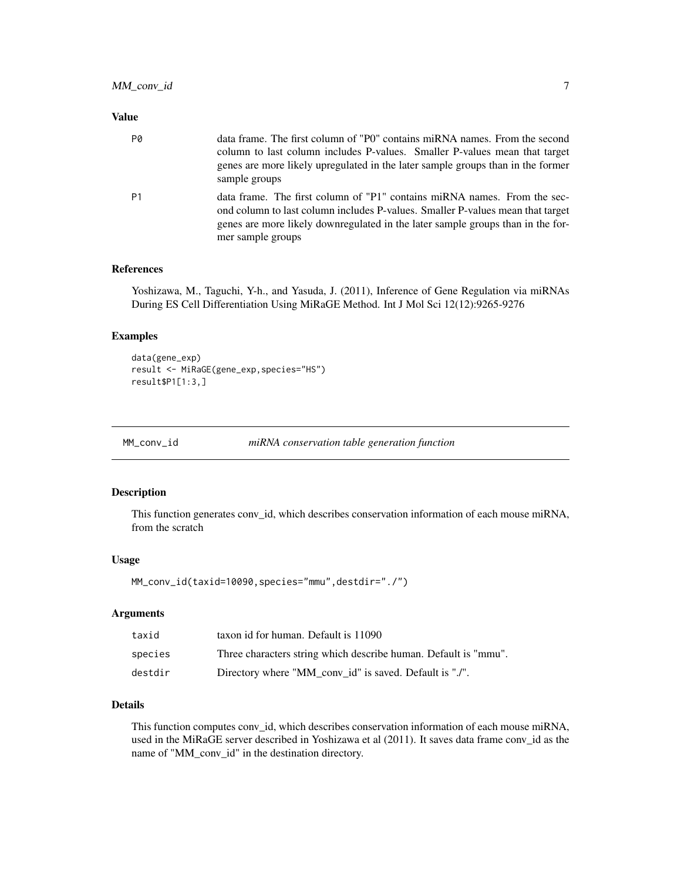### Value

| | |
|---|---|
| P0 | data frame. The first column of "P0" contains miRNA names. From the second column to last column includes P-values. Smaller P-values mean that target genes are more likely upregulated in the later sample groups than in the former sample groups |
| P1 | data frame. The first column of "P1" contains miRNA names. From the second column to last column includes P-values. Smaller P-values mean that target genes are more likely downregulated in the later sample groups than in the former sample groups |

### References

Yoshizawa, M., Taguchi, Y-h., and Yasuda, J. (2011), Inference of Gene Regulation via miRNAs During ES Cell Differentiation Using MiRaGE Method. Int J Mol Sci 12(12):9265-9276

### Examples

```
data(gene_exp)
result <- MiRaGE(gene_exp,species="HS")
result$P1[1:3,]
```

---

## MM_conv_id *miRNA conservation table generation function*

---

### Description

This function generates conv_id, which describes conservation information of each mouse miRNA, from the scratch

### Usage

```
MM_conv_id(taxid=10090,species="mmu",destdir="./")
```

### Arguments

| | |
|---|---|
| taxid | taxon id for human. Default is 11090 |
| species | Three characters string which describe human. Default is "mmu". |
| destdir | Directory where "MM_conv_id" is saved. Default is "./". |

### Details

This function computes conv_id, which describes conservation information of each mouse miRNA, used in the MiRaGE server described in Yoshizawa et al (2011). It saves data frame conv_id as the name of "MM_conv_id" in the destination directory.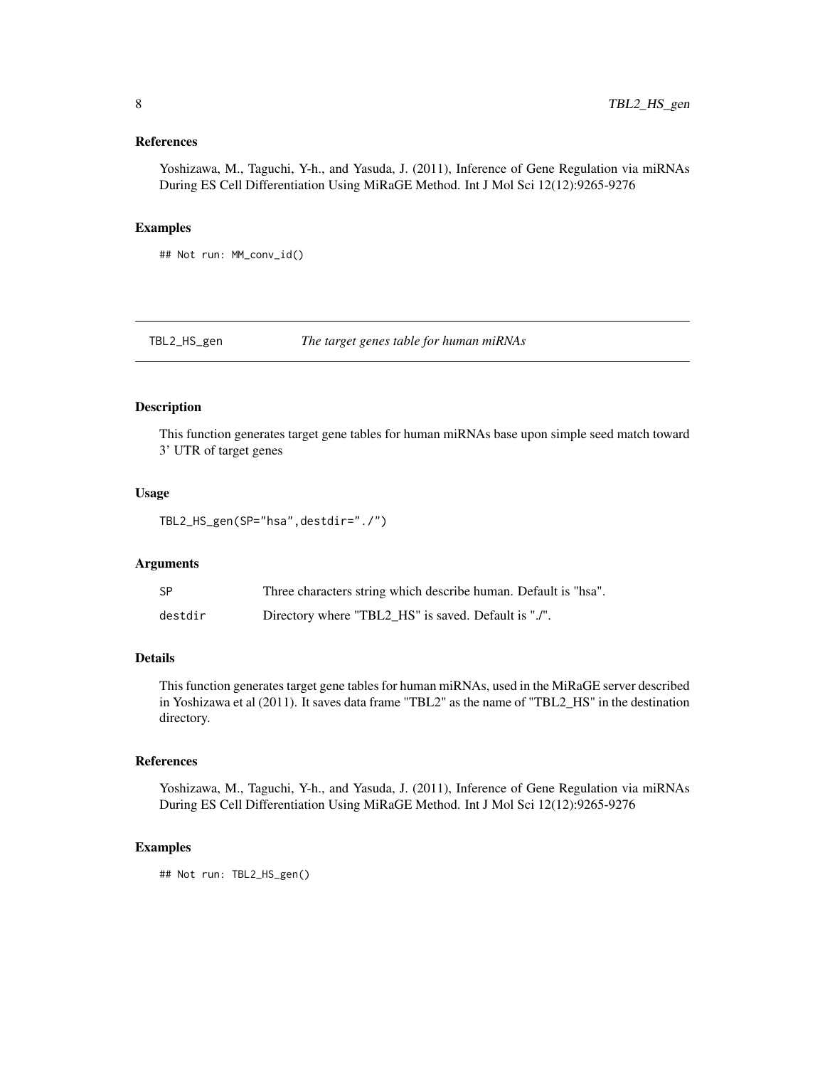### References

Yoshizawa, M., Taguchi, Y-h., and Yasuda, J. (2011), Inference of Gene Regulation via miRNAs During ES Cell Differentiation Using MiRaGE Method. Int J Mol Sci 12(12):9265-9276

### Examples

```
## Not run: MM_conv_id()
```

---

## TBL2_HS_gen — *The target genes table for human miRNAs*

---

### Description

This function generates target gene tables for human miRNAs base upon simple seed match toward 3' UTR of target genes

### Usage

```
TBL2_HS_gen(SP="hsa",destdir="./")
```

### Arguments

| | |
|---|---|
| SP | Three characters string which describe human. Default is "hsa". |
| destdir | Directory where "TBL2_HS" is saved. Default is "./". |

### Details

This function generates target gene tables for human miRNAs, used in the MiRaGE server described in Yoshizawa et al (2011). It saves data frame "TBL2" as the name of "TBL2_HS" in the destination directory.

### References

Yoshizawa, M., Taguchi, Y-h., and Yasuda, J. (2011), Inference of Gene Regulation via miRNAs During ES Cell Differentiation Using MiRaGE Method. Int J Mol Sci 12(12):9265-9276

### Examples

```
## Not run: TBL2_HS_gen()
```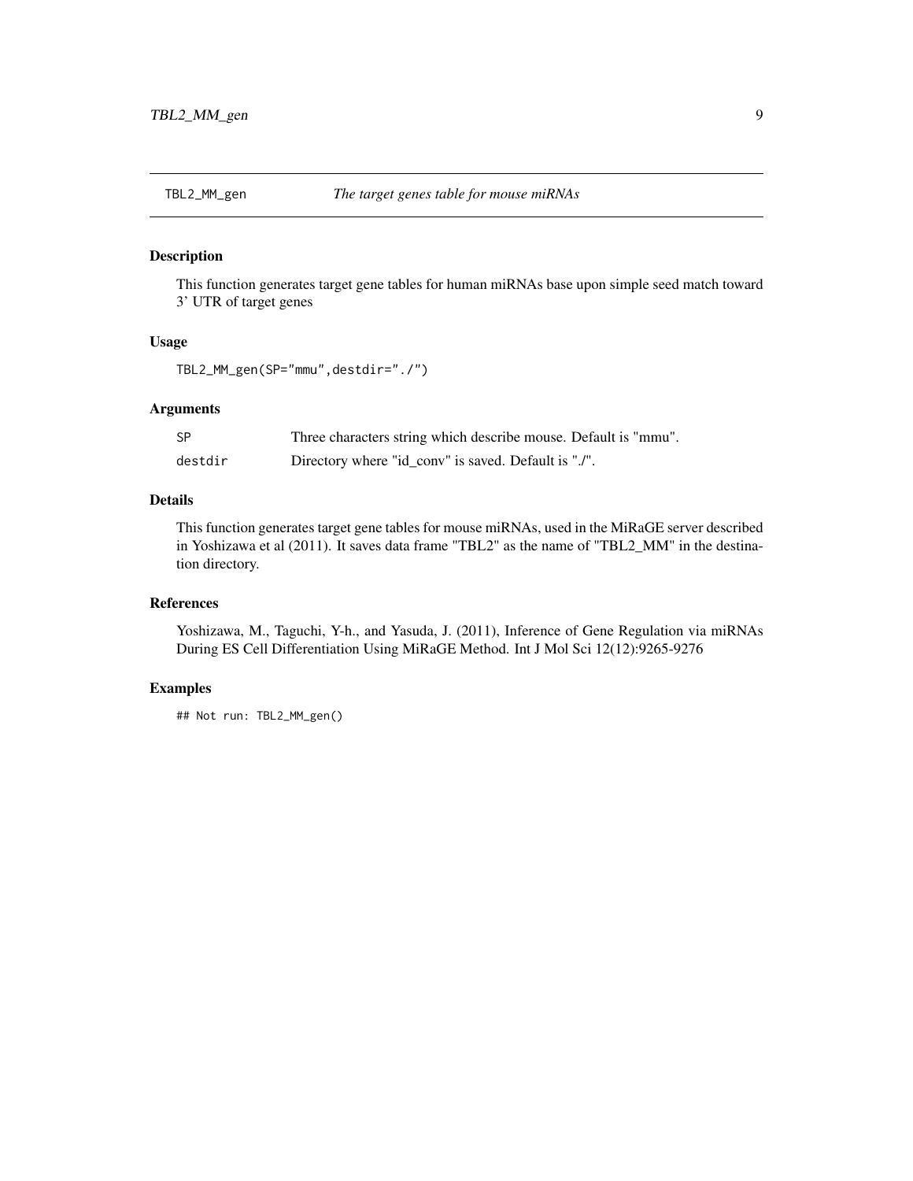## TBL2_MM_gen — *The target genes table for mouse miRNAs*

### Description

This function generates target gene tables for human miRNAs base upon simple seed match toward 3' UTR of target genes

### Usage

```
TBL2_MM_gen(SP="mmu",destdir="./")
```

### Arguments

| | |
|---|---|
| SP | Three characters string which describe mouse. Default is "mmu". |
| destdir | Directory where "id_conv" is saved. Default is "./". |

### Details

This function generates target gene tables for mouse miRNAs, used in the MiRaGE server described in Yoshizawa et al (2011). It saves data frame "TBL2" as the name of "TBL2_MM" in the destination directory.

### References

Yoshizawa, M., Taguchi, Y-h., and Yasuda, J. (2011), Inference of Gene Regulation via miRNAs During ES Cell Differentiation Using MiRaGE Method. Int J Mol Sci 12(12):9265-9276

### Examples

```
## Not run: TBL2_MM_gen()
```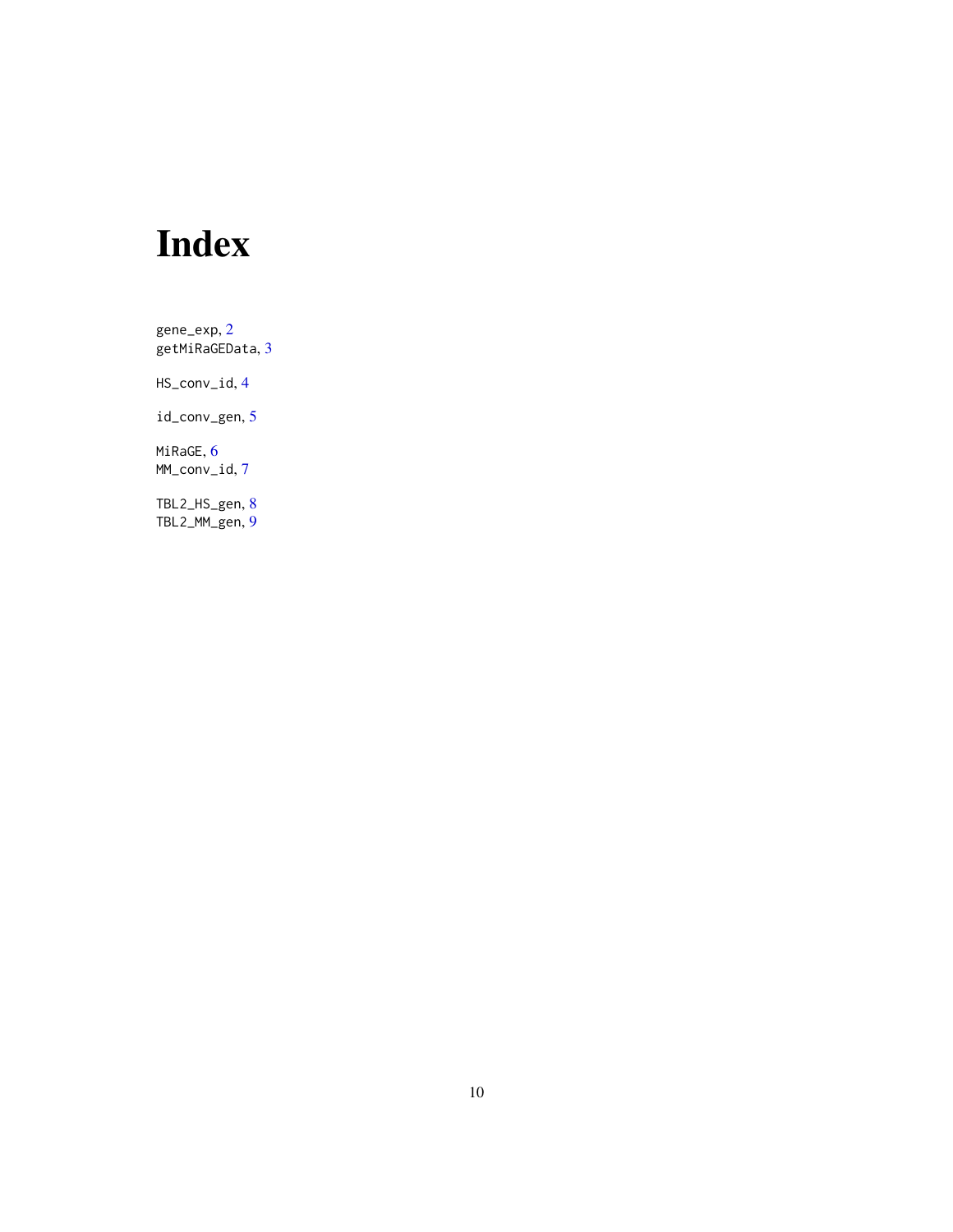# Index

gene_exp, 2
getMiRaGEData, 3

HS_conv_id, 4

id_conv_gen, 5

MiRaGE, 6
MM_conv_id, 7

TBL2_HS_gen, 8
TBL2_MM_gen, 9